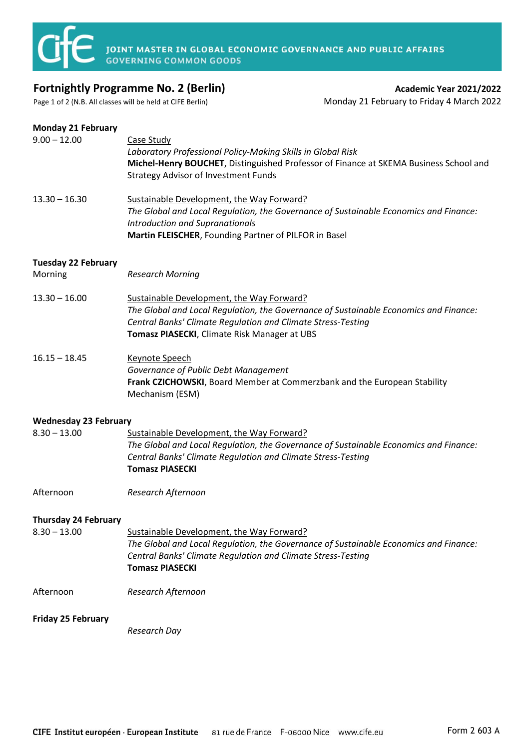**JOINT MASTER IN GLOBAL ECONOMIC GOVERNANCE AND PUBLIC AFFAIRS**
**GOVERNING COMMON GOODS**

# Fortnightly Programme No. 2 (Berlin)

**Academic Year 2021/2022**
Monday 21 February to Friday 4 March 2022

Page 1 of 2 (N.B. All classes will be held at CIFE Berlin)

## Monday 21 February

**9.00 – 12.00**
Case Study
*Laboratory Professional Policy-Making Skills in Global Risk*
**Michel-Henry BOUCHET**, Distinguished Professor of Finance at SKEMA Business School and Strategy Advisor of Investment Funds

**13.30 – 16.30**
Sustainable Development, the Way Forward?
*The Global and Local Regulation, the Governance of Sustainable Economics and Finance: Introduction and Supranationals*
**Martin FLEISCHER**, Founding Partner of PILFOR in Basel

## Tuesday 22 February

**Morning**
*Research Morning*

**13.30 – 16.00**
Sustainable Development, the Way Forward?
*The Global and Local Regulation, the Governance of Sustainable Economics and Finance: Central Banks' Climate Regulation and Climate Stress-Testing*
**Tomasz PIASECKI**, Climate Risk Manager at UBS

**16.15 – 18.45**
Keynote Speech
*Governance of Public Debt Management*
**Frank CZICHOWSKI**, Board Member at Commerzbank and the European Stability Mechanism (ESM)

## Wednesday 23 February

**8.30 – 13.00**
Sustainable Development, the Way Forward?
*The Global and Local Regulation, the Governance of Sustainable Economics and Finance: Central Banks' Climate Regulation and Climate Stress-Testing*
**Tomasz PIASECKI**

**Afternoon**
*Research Afternoon*

## Thursday 24 February

**8.30 – 13.00**
Sustainable Development, the Way Forward?
*The Global and Local Regulation, the Governance of Sustainable Economics and Finance: Central Banks' Climate Regulation and Climate Stress-Testing*
**Tomasz PIASECKI**

**Afternoon**
*Research Afternoon*

## Friday 25 February

*Research Day*

CIFE Institut européen · European Institute 81 rue de France F-06000 Nice www.cife.eu Form 2 603 A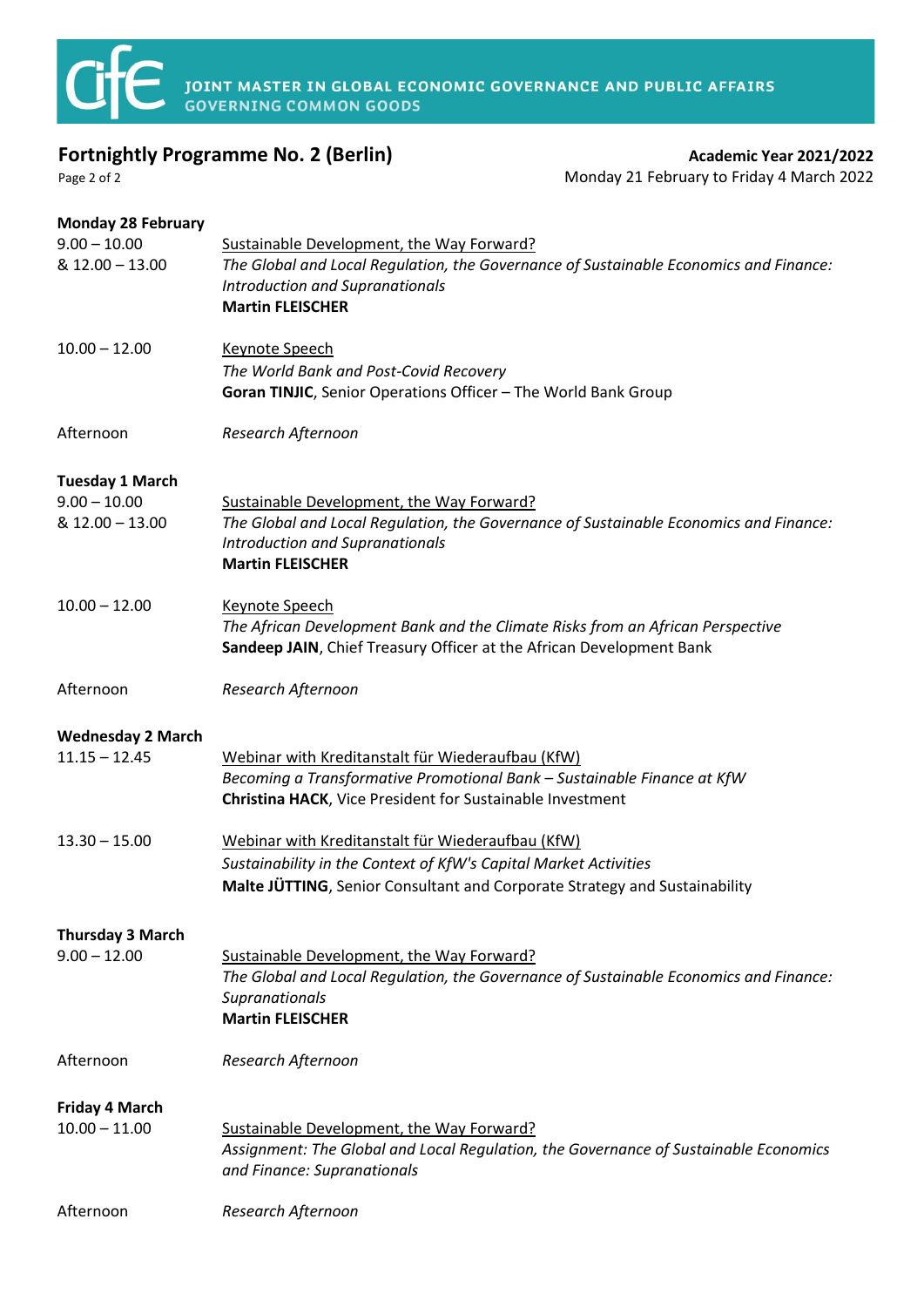JOINT MASTER IN GLOBAL ECONOMIC GOVERNANCE AND PUBLIC AFFAIRS
GOVERNING COMMON GOODS

## Fortnightly Programme No. 2 (Berlin)

**Academic Year 2021/2022**
Monday 21 February to Friday 4 March 2022

### Monday 28 February

9.00 – 10.00 & 12.00 – 13.00
Sustainable Development, the Way Forward?
*The Global and Local Regulation, the Governance of Sustainable Economics and Finance: Introduction and Supranationals*
**Martin FLEISCHER**

10.00 – 12.00
Keynote Speech
*The World Bank and Post-Covid Recovery*
**Goran TINJIC**, Senior Operations Officer – The World Bank Group

Afternoon
*Research Afternoon*

### Tuesday 1 March

9.00 – 10.00 & 12.00 – 13.00
Sustainable Development, the Way Forward?
*The Global and Local Regulation, the Governance of Sustainable Economics and Finance: Introduction and Supranationals*
**Martin FLEISCHER**

10.00 – 12.00
Keynote Speech
*The African Development Bank and the Climate Risks from an African Perspective*
**Sandeep JAIN**, Chief Treasury Officer at the African Development Bank

Afternoon
*Research Afternoon*

### Wednesday 2 March

11.15 – 12.45
Webinar with Kreditanstalt für Wiederaufbau (KfW)
*Becoming a Transformative Promotional Bank – Sustainable Finance at KfW*
**Christina HACK**, Vice President for Sustainable Investment

13.30 – 15.00
Webinar with Kreditanstalt für Wiederaufbau (KfW)
*Sustainability in the Context of KfW's Capital Market Activities*
**Malte JÜTTING**, Senior Consultant and Corporate Strategy and Sustainability

### Thursday 3 March

9.00 – 12.00
Sustainable Development, the Way Forward?
*The Global and Local Regulation, the Governance of Sustainable Economics and Finance: Supranationals*
**Martin FLEISCHER**

Afternoon
*Research Afternoon*

### Friday 4 March

10.00 – 11.00
Sustainable Development, the Way Forward?
*Assignment: The Global and Local Regulation, the Governance of Sustainable Economics and Finance: Supranationals*

Afternoon
*Research Afternoon*